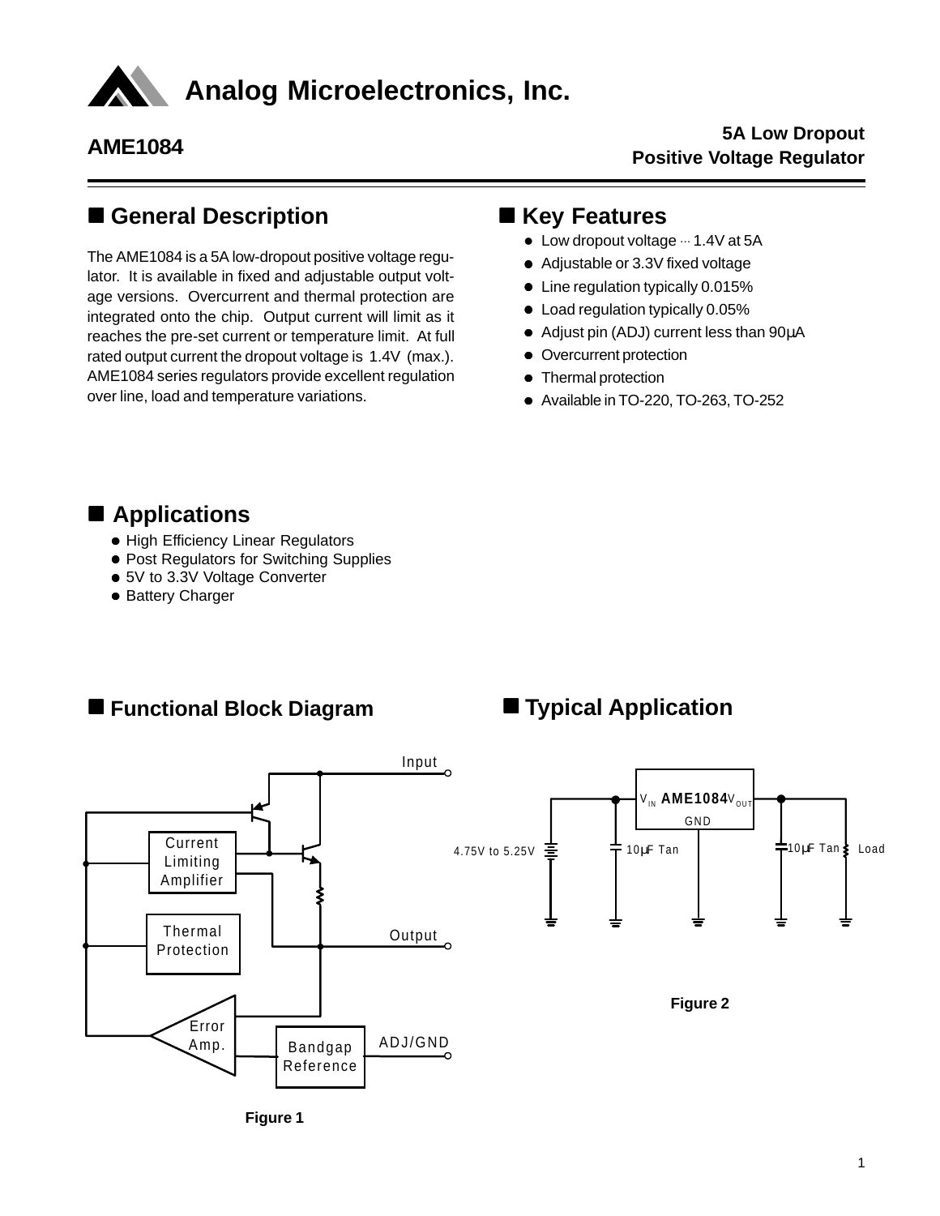# Analog Microelectronics, Inc.

## AME1084

**5A Low Dropout**
**Positive Voltage Regulator**

## ■ General Description

The AME1084 is a 5A low-dropout positive voltage regulator. It is available in fixed and adjustable output voltage versions. Overcurrent and thermal protection are integrated onto the chip. Output current will limit as it reaches the pre-set current or temperature limit. At full rated output current the dropout voltage is 1.4V (max.). AME1084 series regulators provide excellent regulation over line, load and temperature variations.

## ■ Key Features

- Low dropout voltage ··· 1.4V at 5A
- Adjustable or 3.3V fixed voltage
- Line regulation typically 0.015%
- Load regulation typically 0.05%
- Adjust pin (ADJ) current less than 90µA
- Overcurrent protection
- Thermal protection
- Available in TO-220, TO-263, TO-252

## ■ Applications

- High Efficiency Linear Regulators
- Post Regulators for Switching Supplies
- 5V to 3.3V Voltage Converter
- Battery Charger

## ■ Functional Block Diagram

Input, Current Limiting Amplifier, Thermal Protection, Output, Error Amp., Bandgap Reference, ADJ/GND

**Figure 1**

## ■ Typical Application

$V_{IN}$ AME1084 $V_{OUT}$, GND, 4.75V to 5.25V, 10µF Tan, 10µF Tan, Load

**Figure 2**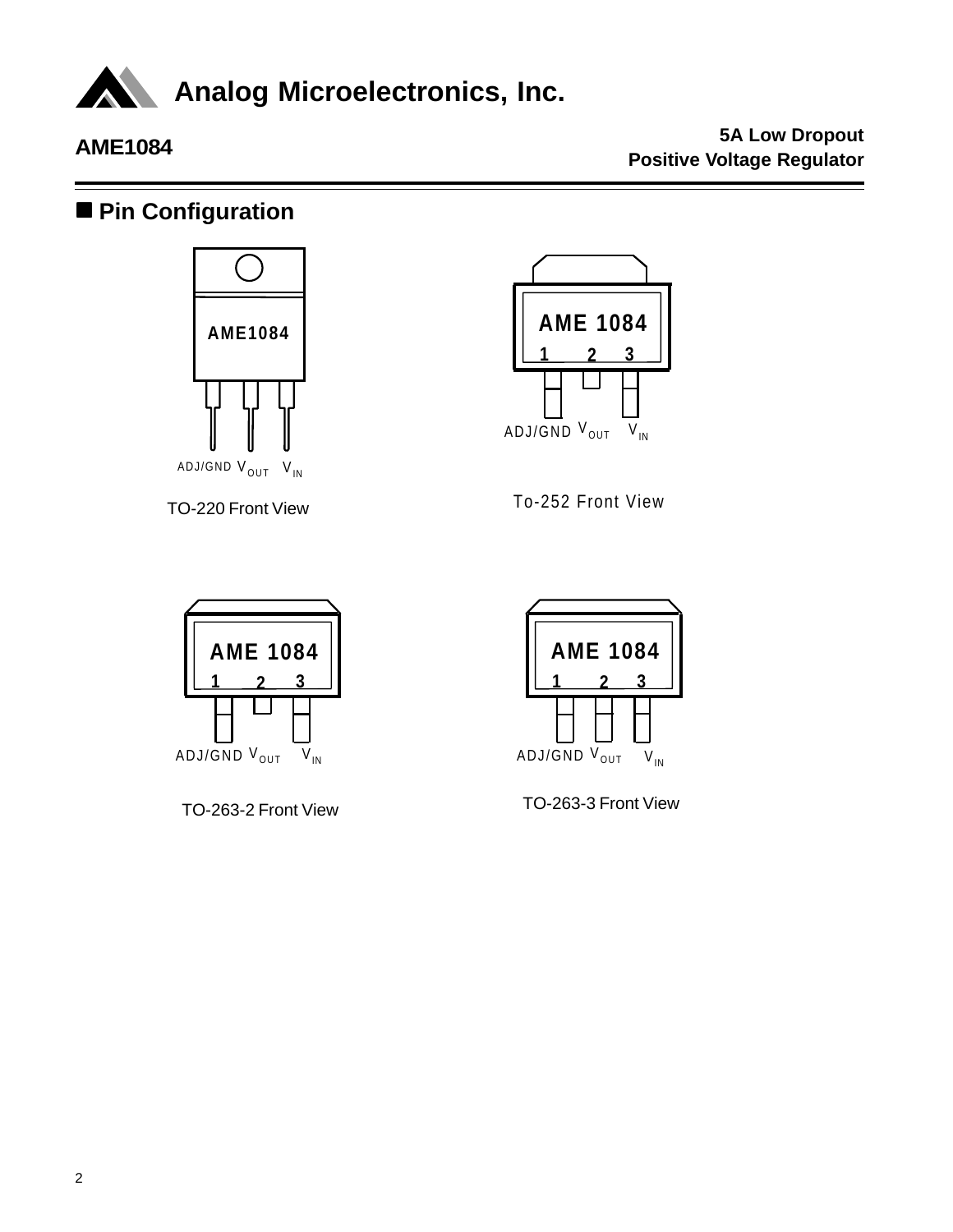## Pin Configuration

AME1084

ADJ/GND $V_{OUT}$ $V_{IN}$

TO-220 Front View

AME 1084

1 2 3

ADJ/GND $V_{OUT}$ $V_{IN}$

To-252 Front View

AME 1084

1 2 3

ADJ/GND $V_{OUT}$ $V_{IN}$

TO-263-2 Front View

AME 1084

1 2 3

ADJ/GND $V_{OUT}$ $V_{IN}$

TO-263-3 Front View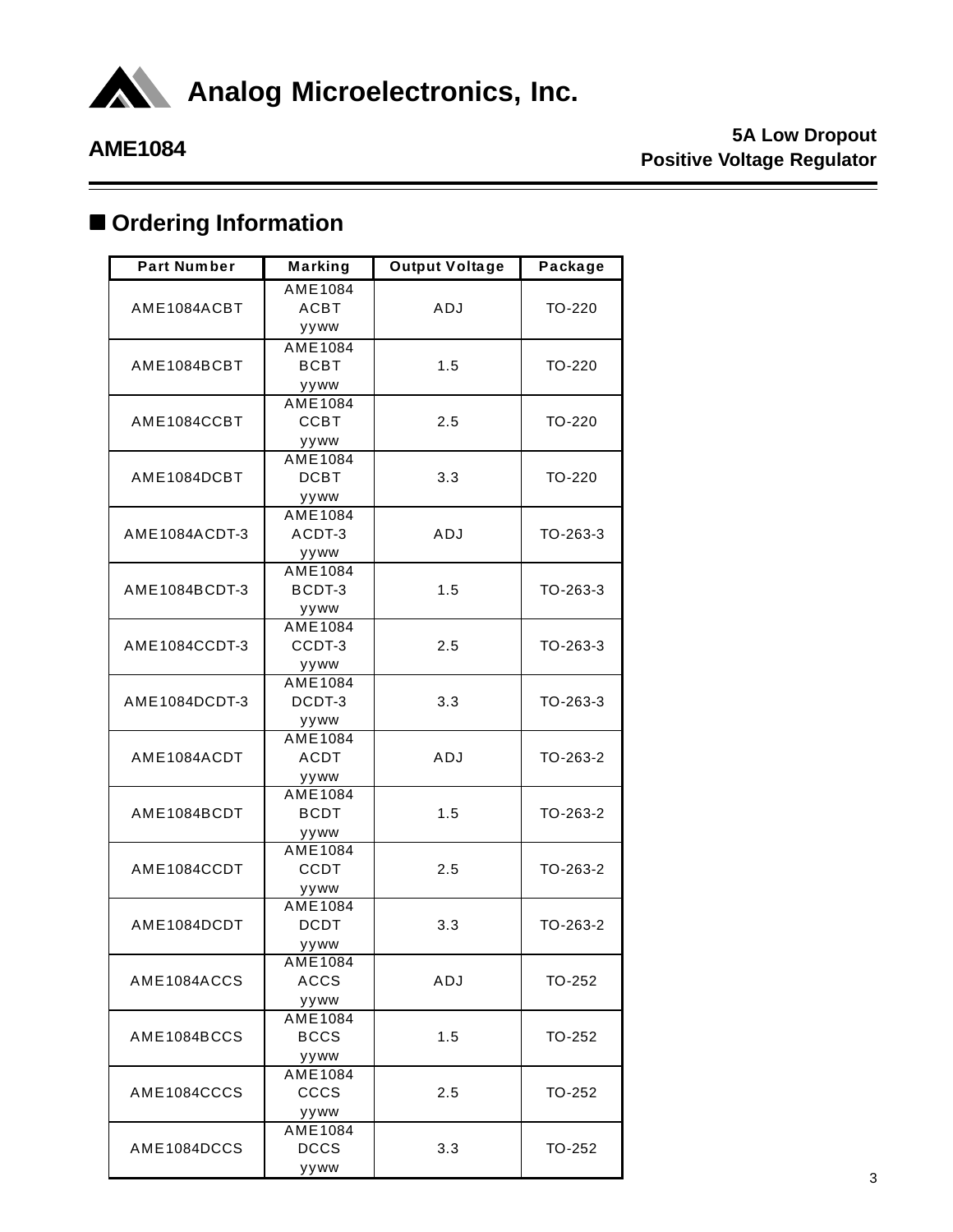# Analog Microelectronics, Inc.

**AME1084**

**5A Low Dropout Positive Voltage Regulator**

## ■ Ordering Information

| Part Number | Marking | Output Voltage | Package |
|---|---|---|---|
| AME1084ACBT | AME1084 ACBT yyww | ADJ | TO-220 |
| AME1084BCBT | AME1084 BCBT yyww | 1.5 | TO-220 |
| AME1084CCBT | AME1084 CCBT yyww | 2.5 | TO-220 |
| AME1084DCBT | AME1084 DCBT yyww | 3.3 | TO-220 |
| AME1084ACDT-3 | AME1084 ACDT-3 yyww | ADJ | TO-263-3 |
| AME1084BCDT-3 | AME1084 BCDT-3 yyww | 1.5 | TO-263-3 |
| AME1084CCDT-3 | AME1084 CCDT-3 yyww | 2.5 | TO-263-3 |
| AME1084DCDT-3 | AME1084 DCDT-3 yyww | 3.3 | TO-263-3 |
| AME1084ACDT | AME1084 ACDT yyww | ADJ | TO-263-2 |
| AME1084BCDT | AME1084 BCDT yyww | 1.5 | TO-263-2 |
| AME1084CCDT | AME1084 CCDT yyww | 2.5 | TO-263-2 |
| AME1084DCDT | AME1084 DCDT yyww | 3.3 | TO-263-2 |
| AME1084ACCS | AME1084 ACCS yyww | ADJ | TO-252 |
| AME1084BCCS | AME1084 BCCS yyww | 1.5 | TO-252 |
| AME1084CCCS | AME1084 CCCS yyww | 2.5 | TO-252 |
| AME1084DCCS | AME1084 DCCS yyww | 3.3 | TO-252 |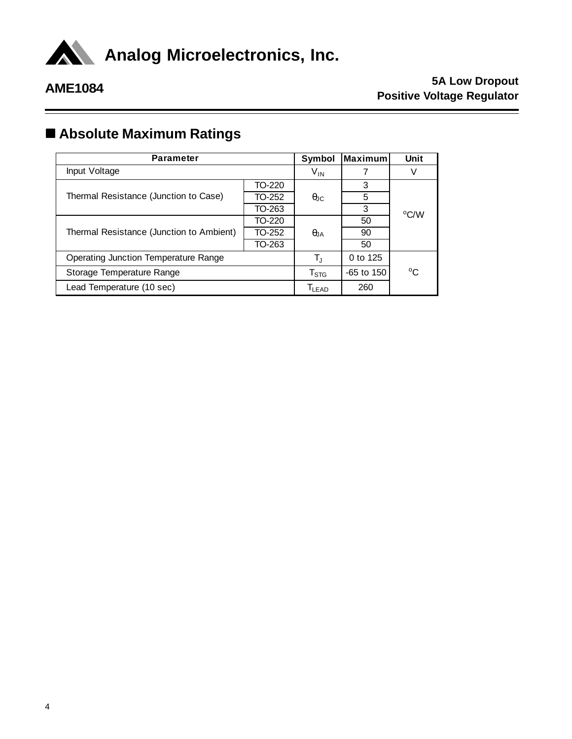## ■ Absolute Maximum Ratings

| Parameter | | Symbol | Maximum | Unit |
|---|---|---|---|---|
| Input Voltage | | $V_{IN}$ | 7 | V |
| Thermal Resistance (Junction to Case) | TO-220 | $\theta_{JC}$ | 3 | $^oC/W$ |
| | TO-252 | | 5 | |
| | TO-263 | | 3 | |
| Thermal Resistance (Junction to Ambient) | TO-220 | $\theta_{JA}$ | 50 | |
| | TO-252 | | 90 | |
| | TO-263 | | 50 | |
| Operating Junction Temperature Range | | $T_J$ | 0 to 125 | $^oC$ |
| Storage Temperature Range | | $T_{STG}$ | -65 to 150 | |
| Lead Temperature (10 sec) | | $T_{LEAD}$ | 260 | |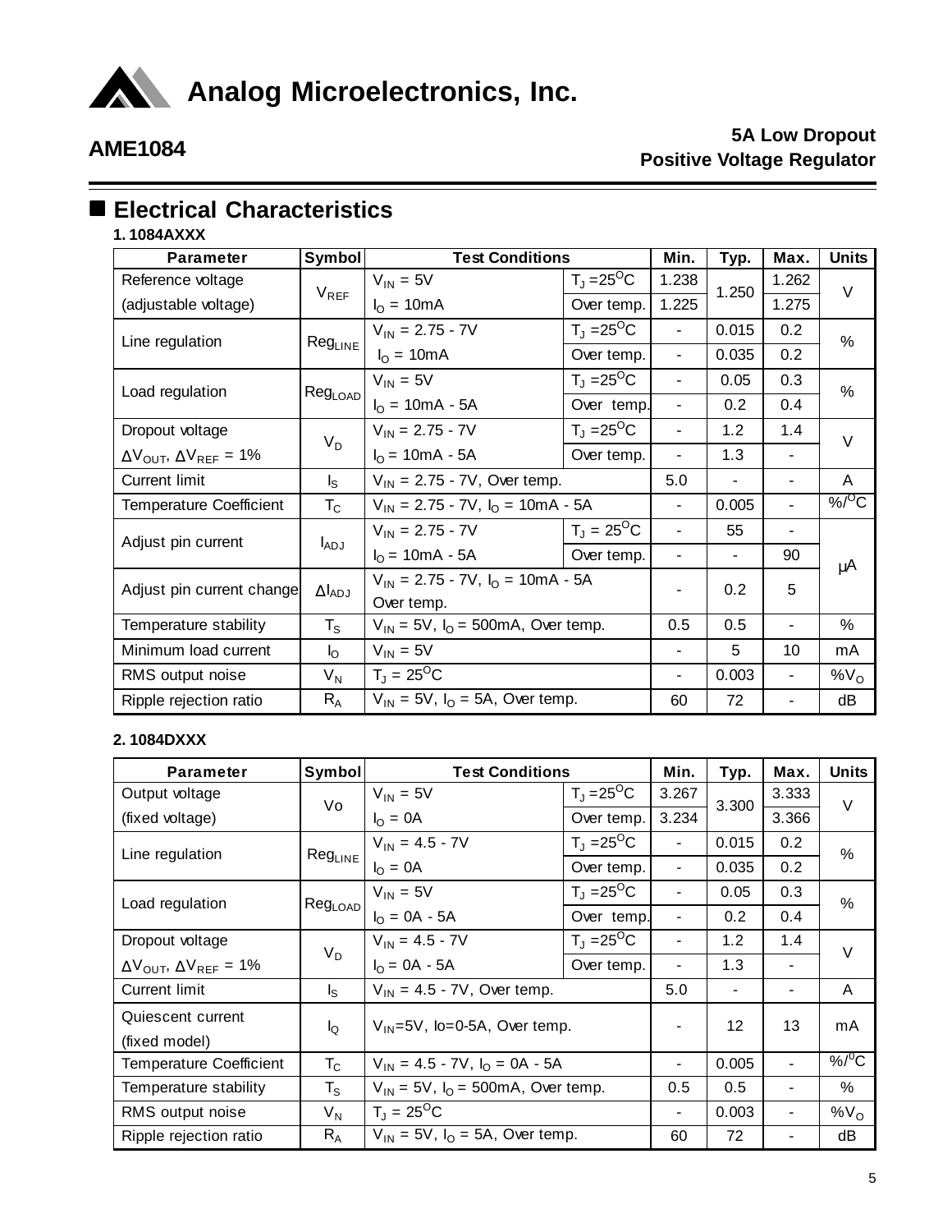## Electrical Characteristics

**1. 1084AXXX**

| Parameter | Symbol | Test Conditions | | Min. | Typ. | Max. | Units |
|---|---|---|---|---|---|---|---|
| Reference voltage (adjustable voltage) | $V_{REF}$ | $V_{IN}$ = 5V | $T_J$ =25$^O$C | 1.238 | 1.250 | 1.262 | V |
| | | $I_O$ = 10mA | Over temp. | 1.225 | | 1.275 | |
| Line regulation | $Reg_{LINE}$ | $V_{IN}$ = 2.75 - 7V | $T_J$ =25$^O$C | - | 0.015 | 0.2 | % |
| | | $I_O$ = 10mA | Over temp. | - | 0.035 | 0.2 | |
| Load regulation | $Reg_{LOAD}$ | $V_{IN}$ = 5V | $T_J$ =25$^O$C | - | 0.05 | 0.3 | % |
| | | $I_O$ = 10mA - 5A | Over temp. | - | 0.2 | 0.4 | |
| Dropout voltage $\Delta V_{OUT}$, $\Delta V_{REF}$ = 1% | $V_D$ | $V_{IN}$ = 2.75 - 7V | $T_J$ =25$^O$C | - | 1.2 | 1.4 | V |
| | | $I_O$ = 10mA - 5A | Over temp. | - | 1.3 | - | |
| Current limit | $I_S$ | $V_{IN}$ = 2.75 - 7V, Over temp. | | 5.0 | - | - | A |
| Temperature Coefficient | $T_C$ | $V_{IN}$ = 2.75 - 7V, $I_O$ = 10mA - 5A | | - | 0.005 | - | %/$^O$C |
| Adjust pin current | $I_{ADJ}$ | $V_{IN}$ = 2.75 - 7V | $T_J$ = 25$^O$C | - | 55 | - | μA |
| | | $I_O$ = 10mA - 5A | Over temp. | - | - | 90 | μA |
| Adjust pin current change | $\Delta I_{ADJ}$ | $V_{IN}$ = 2.75 - 7V, $I_O$ = 10mA - 5A Over temp. | | - | 0.2 | 5 | μA |
| Temperature stability | $T_S$ | $V_{IN}$ = 5V, $I_O$ = 500mA, Over temp. | | 0.5 | 0.5 | - | % |
| Minimum load current | $I_O$ | $V_{IN}$ = 5V | | - | 5 | 10 | mA |
| RMS output noise | $V_N$ | $T_J$ = 25$^O$C | | - | 0.003 | - | %$V_O$ |
| Ripple rejection ratio | $R_A$ | $V_{IN}$ = 5V, $I_O$ = 5A, Over temp. | | 60 | 72 | - | dB |

**2. 1084DXXX**

| Parameter | Symbol | Test Conditions | | Min. | Typ. | Max. | Units |
|---|---|---|---|---|---|---|---|
| Output voltage (fixed voltage) | Vo | $V_{IN}$ = 5V | $T_J$ =25$^O$C | 3.267 | 3.300 | 3.333 | V |
| | | $I_O$ = 0A | Over temp. | 3.234 | | 3.366 | |
| Line regulation | $Reg_{LINE}$ | $V_{IN}$ = 4.5 - 7V | $T_J$ =25$^O$C | - | 0.015 | 0.2 | % |
| | | $I_O$ = 0A | Over temp. | - | 0.035 | 0.2 | |
| Load regulation | $Reg_{LOAD}$ | $V_{IN}$ = 5V | $T_J$ =25$^O$C | - | 0.05 | 0.3 | % |
| | | $I_O$ = 0A - 5A | Over temp. | - | 0.2 | 0.4 | |
| Dropout voltage $\Delta V_{OUT}$, $\Delta V_{REF}$ = 1% | $V_D$ | $V_{IN}$ = 4.5 - 7V | $T_J$ =25$^O$C | - | 1.2 | 1.4 | V |
| | | $I_O$ = 0A - 5A | Over temp. | - | 1.3 | - | |
| Current limit | $I_S$ | $V_{IN}$ = 4.5 - 7V, Over temp. | | 5.0 | - | - | A |
| Quiescent current (fixed model) | $I_Q$ | $V_{IN}$=5V, Io=0-5A, Over temp. | | - | 12 | 13 | mA |
| Temperature Coefficient | $T_C$ | $V_{IN}$ = 4.5 - 7V, $I_O$ = 0A - 5A | | - | 0.005 | - | %/$^0$C |
| Temperature stability | $T_S$ | $V_{IN}$ = 5V, $I_O$ = 500mA, Over temp. | | 0.5 | 0.5 | - | % |
| RMS output noise | $V_N$ | $T_J$ = 25$^O$C | | - | 0.003 | - | %$V_O$ |
| Ripple rejection ratio | $R_A$ | $V_{IN}$ = 5V, $I_O$ = 5A, Over temp. | | 60 | 72 | - | dB |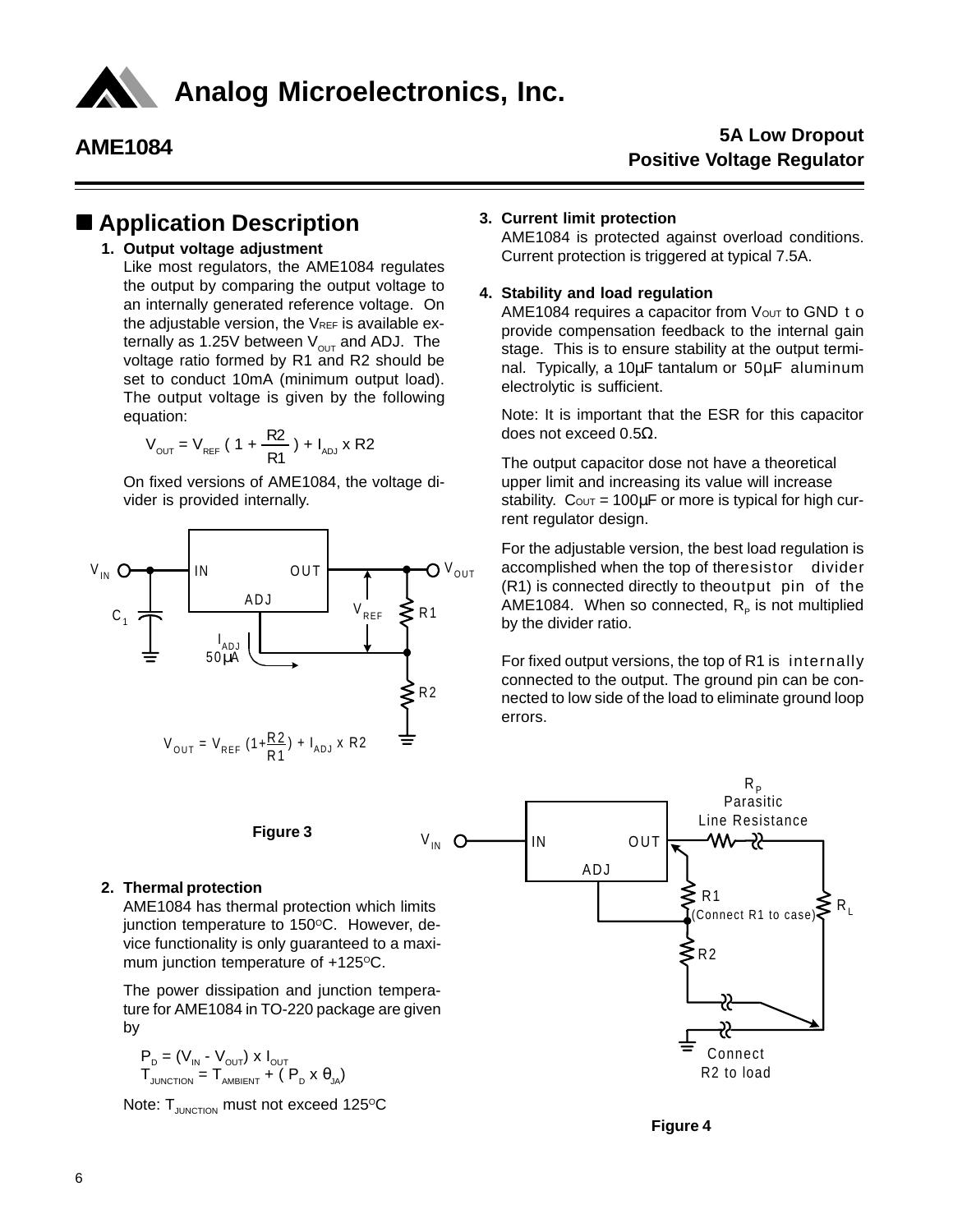## Application Description

**1. Output voltage adjustment**

Like most regulators, the AME1084 regulates the output by comparing the output voltage to an internally generated reference voltage. On the adjustable version, the $V_{REF}$ is available externally as 1.25V between $V_{OUT}$ and ADJ. The voltage ratio formed by R1 and R2 should be set to conduct 10mA (minimum output load). The output voltage is given by the following equation:

$$V_{OUT} = V_{REF} \left( 1 + \frac{R2}{R1} \right) + I_{ADJ} \times R2$$

On fixed versions of AME1084, the voltage divider is provided internally.

$$V_{OUT} = V_{REF} \left(1+\frac{R2}{R1}\right) + I_{ADJ} \times R2$$

**Figure 3**

**2. Thermal protection**

AME1084 has thermal protection which limits junction temperature to 150°C. However, device functionality is only guaranteed to a maximum junction temperature of +125°C.

The power dissipation and junction temperature for AME1084 in TO-220 package are given by

$$P_D = (V_{IN} - V_{OUT}) \times I_{OUT}$$
$$T_{JUNCTION} = T_{AMBIENT} + ( P_D \times \theta_{JA})$$

Note: $T_{JUNCTION}$ must not exceed 125°C

**3. Current limit protection**

AME1084 is protected against overload conditions. Current protection is triggered at typical 7.5A.

**4. Stability and load regulation**

AME1084 requires a capacitor from $V_{OUT}$ to GND to provide compensation feedback to the internal gain stage. This is to ensure stability at the output terminal. Typically, a 10µF tantalum or 50µF aluminum electrolytic is sufficient.

Note: It is important that the ESR for this capacitor does not exceed 0.5Ω.

The output capacitor dose not have a theoretical upper limit and increasing its value will increase stability. $C_{OUT}$ = 100µF or more is typical for high current regulator design.

For the adjustable version, the best load regulation is accomplished when the top of the resistor divider (R1) is connected directly to the output pin of the AME1084. When so connected, $R_P$ is not multiplied by the divider ratio.

For fixed output versions, the top of R1 is internally connected to the output. The ground pin can be connected to low side of the load to eliminate ground loop errors.

**Figure 4**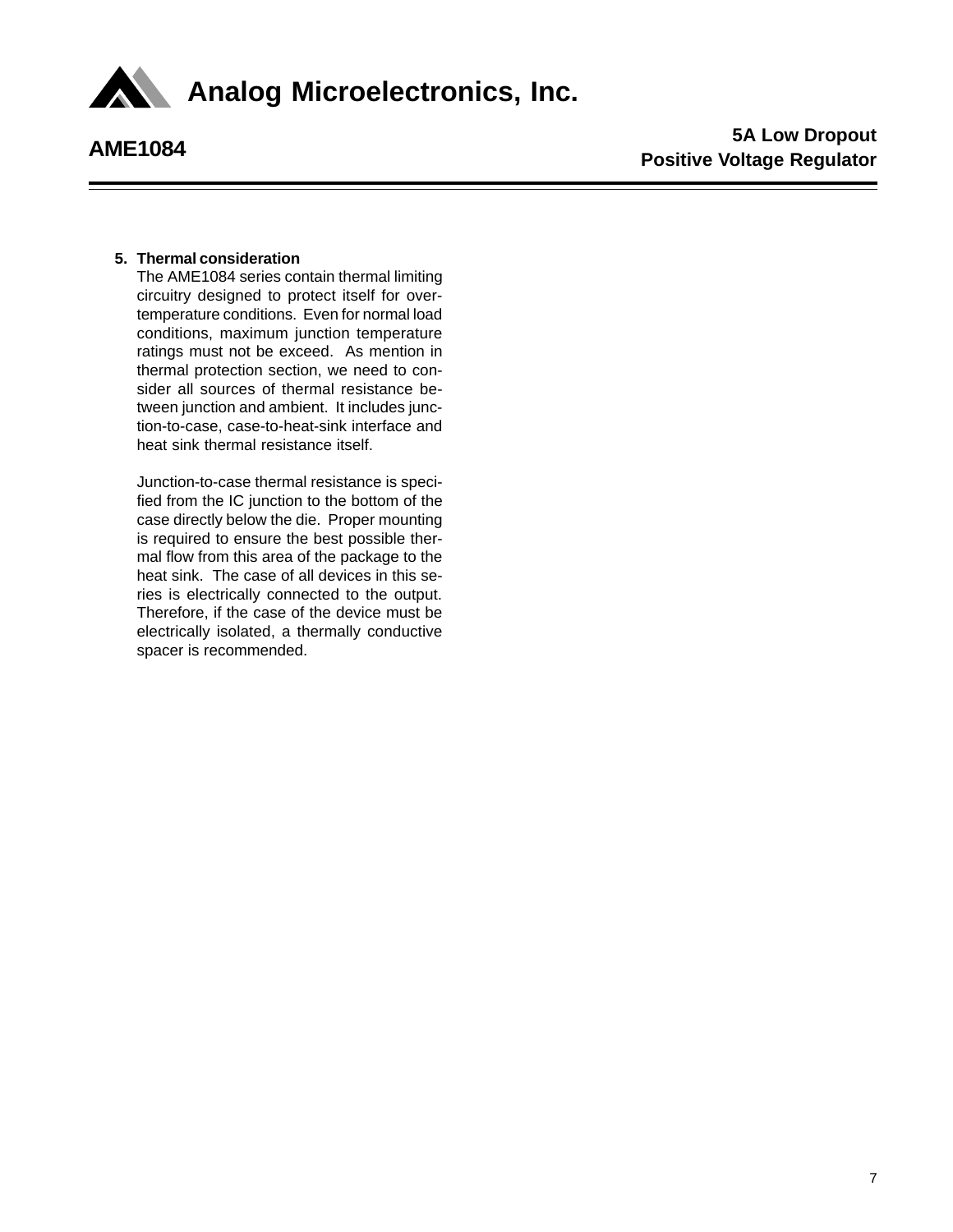**5. Thermal consideration**

The AME1084 series contain thermal limiting circuitry designed to protect itself for over-temperature conditions. Even for normal load conditions, maximum junction temperature ratings must not be exceed. As mention in thermal protection section, we need to consider all sources of thermal resistance between junction and ambient. It includes junction-to-case, case-to-heat-sink interface and heat sink thermal resistance itself.

Junction-to-case thermal resistance is specified from the IC junction to the bottom of the case directly below the die. Proper mounting is required to ensure the best possible thermal flow from this area of the package to the heat sink. The case of all devices in this series is electrically connected to the output. Therefore, if the case of the device must be electrically isolated, a thermally conductive spacer is recommended.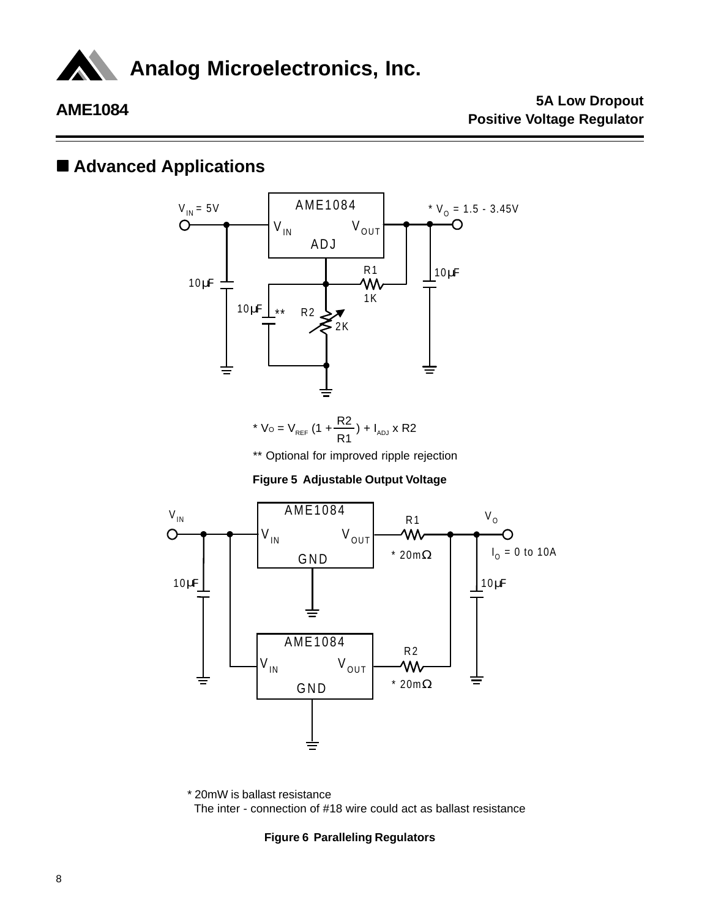## Advanced Applications

$$* V_O = V_{REF}\left(1 + \frac{R2}{R1}\right) + I_{ADJ} \times R2$$

** Optional for improved ripple rejection

**Figure 5 Adjustable Output Voltage**

* 20mW is ballast resistance
The inter - connection of #18 wire could act as ballast resistance

**Figure 6 Paralleling Regulators**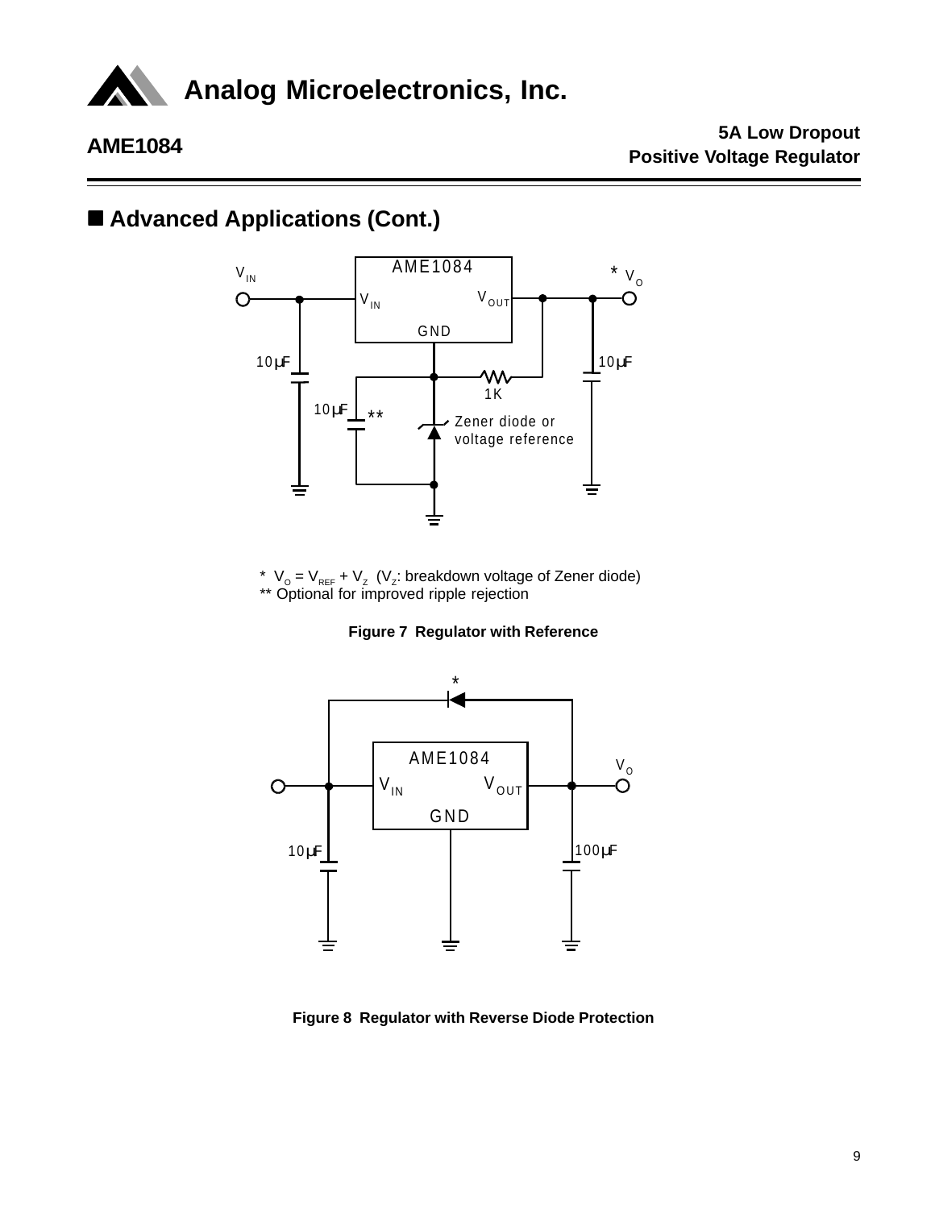## ■ Advanced Applications (Cont.)

\* $V_O = V_{REF} + V_Z$ ($V_Z$: breakdown voltage of Zener diode)
** Optional for improved ripple rejection

**Figure 7 Regulator with Reference**

**Figure 8 Regulator with Reverse Diode Protection**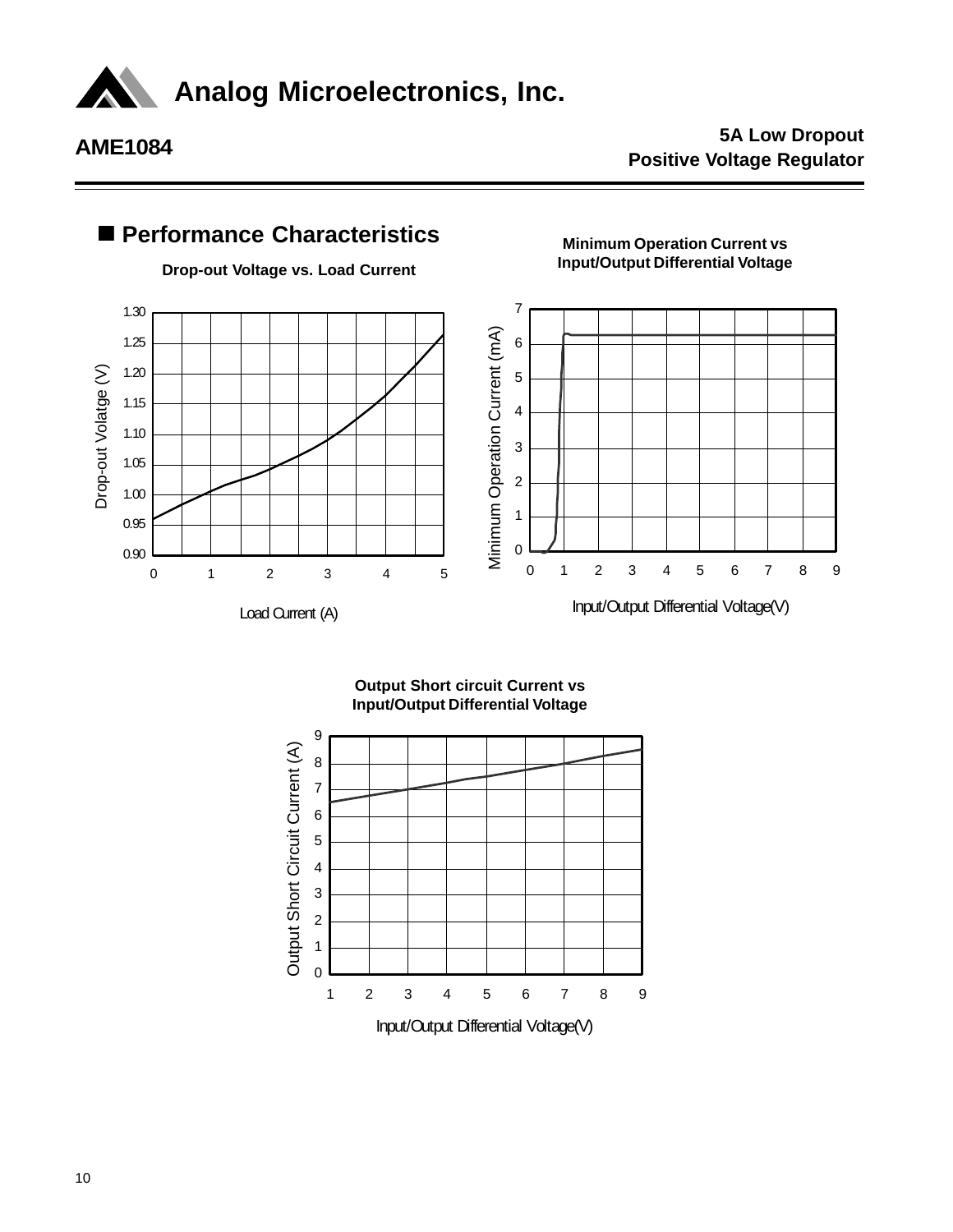## ■ Performance Characteristics

**Drop-out Voltage vs. Load Current**

Drop-out Volatge (V)

1.30
1.25
1.20
1.15
1.10
1.05
1.00
0.95
0.90

0 1 2 3 4 5

Load Current (A)

**Minimum Operation Current vs Input/Output Differential Voltage**

Minimum Operation Current (mA)

7
6
5
4
3
2
1
0

0 1 2 3 4 5 6 7 8 9

Input/Output Differential Voltage(V)

**Output Short circuit Current vs Input/Output Differential Voltage**

Output Short Circuit Current (A)

9
8
7
6
5
4
3
2
1
0

1 2 3 4 5 6 7 8 9

Input/Output Differential Voltage(V)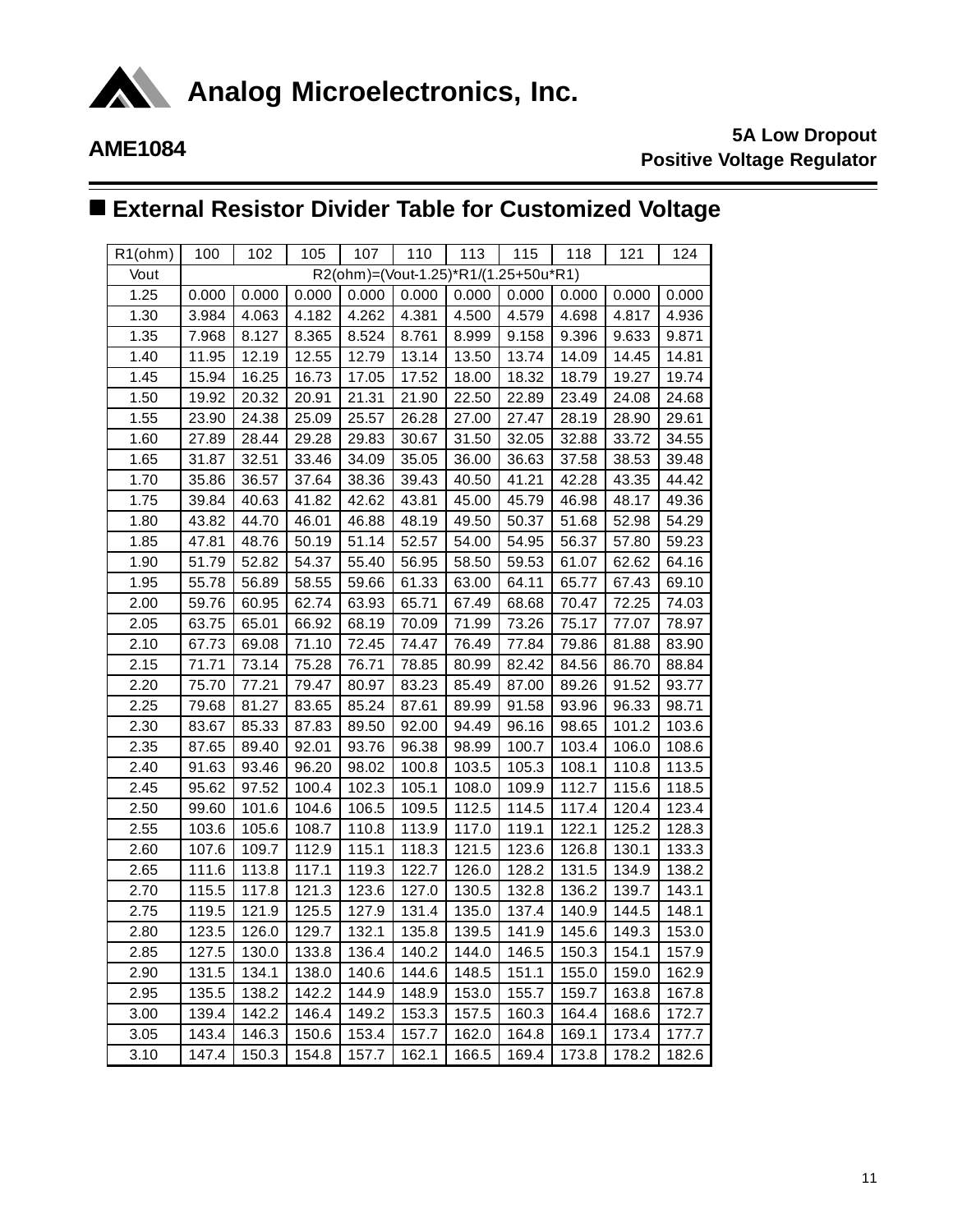## External Resistor Divider Table for Customized Voltage

| R1(ohm) | 100 | 102 | 105 | 107 | 110 | 113 | 115 | 118 | 121 | 124 |
|---|---|---|---|---|---|---|---|---|---|---|
| Vout | R2(ohm)=(Vout-1.25)*R1/(1.25+50u*R1) | | | | | | | | | |
| 1.25 | 0.000 | 0.000 | 0.000 | 0.000 | 0.000 | 0.000 | 0.000 | 0.000 | 0.000 | 0.000 |
| 1.30 | 3.984 | 4.063 | 4.182 | 4.262 | 4.381 | 4.500 | 4.579 | 4.698 | 4.817 | 4.936 |
| 1.35 | 7.968 | 8.127 | 8.365 | 8.524 | 8.761 | 8.999 | 9.158 | 9.396 | 9.633 | 9.871 |
| 1.40 | 11.95 | 12.19 | 12.55 | 12.79 | 13.14 | 13.50 | 13.74 | 14.09 | 14.45 | 14.81 |
| 1.45 | 15.94 | 16.25 | 16.73 | 17.05 | 17.52 | 18.00 | 18.32 | 18.79 | 19.27 | 19.74 |
| 1.50 | 19.92 | 20.32 | 20.91 | 21.31 | 21.90 | 22.50 | 22.89 | 23.49 | 24.08 | 24.68 |
| 1.55 | 23.90 | 24.38 | 25.09 | 25.57 | 26.28 | 27.00 | 27.47 | 28.19 | 28.90 | 29.61 |
| 1.60 | 27.89 | 28.44 | 29.28 | 29.83 | 30.67 | 31.50 | 32.05 | 32.88 | 33.72 | 34.55 |
| 1.65 | 31.87 | 32.51 | 33.46 | 34.09 | 35.05 | 36.00 | 36.63 | 37.58 | 38.53 | 39.48 |
| 1.70 | 35.86 | 36.57 | 37.64 | 38.36 | 39.43 | 40.50 | 41.21 | 42.28 | 43.35 | 44.42 |
| 1.75 | 39.84 | 40.63 | 41.82 | 42.62 | 43.81 | 45.00 | 45.79 | 46.98 | 48.17 | 49.36 |
| 1.80 | 43.82 | 44.70 | 46.01 | 46.88 | 48.19 | 49.50 | 50.37 | 51.68 | 52.98 | 54.29 |
| 1.85 | 47.81 | 48.76 | 50.19 | 51.14 | 52.57 | 54.00 | 54.95 | 56.37 | 57.80 | 59.23 |
| 1.90 | 51.79 | 52.82 | 54.37 | 55.40 | 56.95 | 58.50 | 59.53 | 61.07 | 62.62 | 64.16 |
| 1.95 | 55.78 | 56.89 | 58.55 | 59.66 | 61.33 | 63.00 | 64.11 | 65.77 | 67.43 | 69.10 |
| 2.00 | 59.76 | 60.95 | 62.74 | 63.93 | 65.71 | 67.49 | 68.68 | 70.47 | 72.25 | 74.03 |
| 2.05 | 63.75 | 65.01 | 66.92 | 68.19 | 70.09 | 71.99 | 73.26 | 75.17 | 77.07 | 78.97 |
| 2.10 | 67.73 | 69.08 | 71.10 | 72.45 | 74.47 | 76.49 | 77.84 | 79.86 | 81.88 | 83.90 |
| 2.15 | 71.71 | 73.14 | 75.28 | 76.71 | 78.85 | 80.99 | 82.42 | 84.56 | 86.70 | 88.84 |
| 2.20 | 75.70 | 77.21 | 79.47 | 80.97 | 83.23 | 85.49 | 87.00 | 89.26 | 91.52 | 93.77 |
| 2.25 | 79.68 | 81.27 | 83.65 | 85.24 | 87.61 | 89.99 | 91.58 | 93.96 | 96.33 | 98.71 |
| 2.30 | 83.67 | 85.33 | 87.83 | 89.50 | 92.00 | 94.49 | 96.16 | 98.65 | 101.2 | 103.6 |
| 2.35 | 87.65 | 89.40 | 92.01 | 93.76 | 96.38 | 98.99 | 100.7 | 103.4 | 106.0 | 108.6 |
| 2.40 | 91.63 | 93.46 | 96.20 | 98.02 | 100.8 | 103.5 | 105.3 | 108.1 | 110.8 | 113.5 |
| 2.45 | 95.62 | 97.52 | 100.4 | 102.3 | 105.1 | 108.0 | 109.9 | 112.7 | 115.6 | 118.5 |
| 2.50 | 99.60 | 101.6 | 104.6 | 106.5 | 109.5 | 112.5 | 114.5 | 117.4 | 120.4 | 123.4 |
| 2.55 | 103.6 | 105.6 | 108.7 | 110.8 | 113.9 | 117.0 | 119.1 | 122.1 | 125.2 | 128.3 |
| 2.60 | 107.6 | 109.7 | 112.9 | 115.1 | 118.3 | 121.5 | 123.6 | 126.8 | 130.1 | 133.3 |
| 2.65 | 111.6 | 113.8 | 117.1 | 119.3 | 122.7 | 126.0 | 128.2 | 131.5 | 134.9 | 138.2 |
| 2.70 | 115.5 | 117.8 | 121.3 | 123.6 | 127.0 | 130.5 | 132.8 | 136.2 | 139.7 | 143.1 |
| 2.75 | 119.5 | 121.9 | 125.5 | 127.9 | 131.4 | 135.0 | 137.4 | 140.9 | 144.5 | 148.1 |
| 2.80 | 123.5 | 126.0 | 129.7 | 132.1 | 135.8 | 139.5 | 141.9 | 145.6 | 149.3 | 153.0 |
| 2.85 | 127.5 | 130.0 | 133.8 | 136.4 | 140.2 | 144.0 | 146.5 | 150.3 | 154.1 | 157.9 |
| 2.90 | 131.5 | 134.1 | 138.0 | 140.6 | 144.6 | 148.5 | 151.1 | 155.0 | 159.0 | 162.9 |
| 2.95 | 135.5 | 138.2 | 142.2 | 144.9 | 148.9 | 153.0 | 155.7 | 159.7 | 163.8 | 167.8 |
| 3.00 | 139.4 | 142.2 | 146.4 | 149.2 | 153.3 | 157.5 | 160.3 | 164.4 | 168.6 | 172.7 |
| 3.05 | 143.4 | 146.3 | 150.6 | 153.4 | 157.7 | 162.0 | 164.8 | 169.1 | 173.4 | 177.7 |
| 3.10 | 147.4 | 150.3 | 154.8 | 157.7 | 162.1 | 166.5 | 169.4 | 173.8 | 178.2 | 182.6 |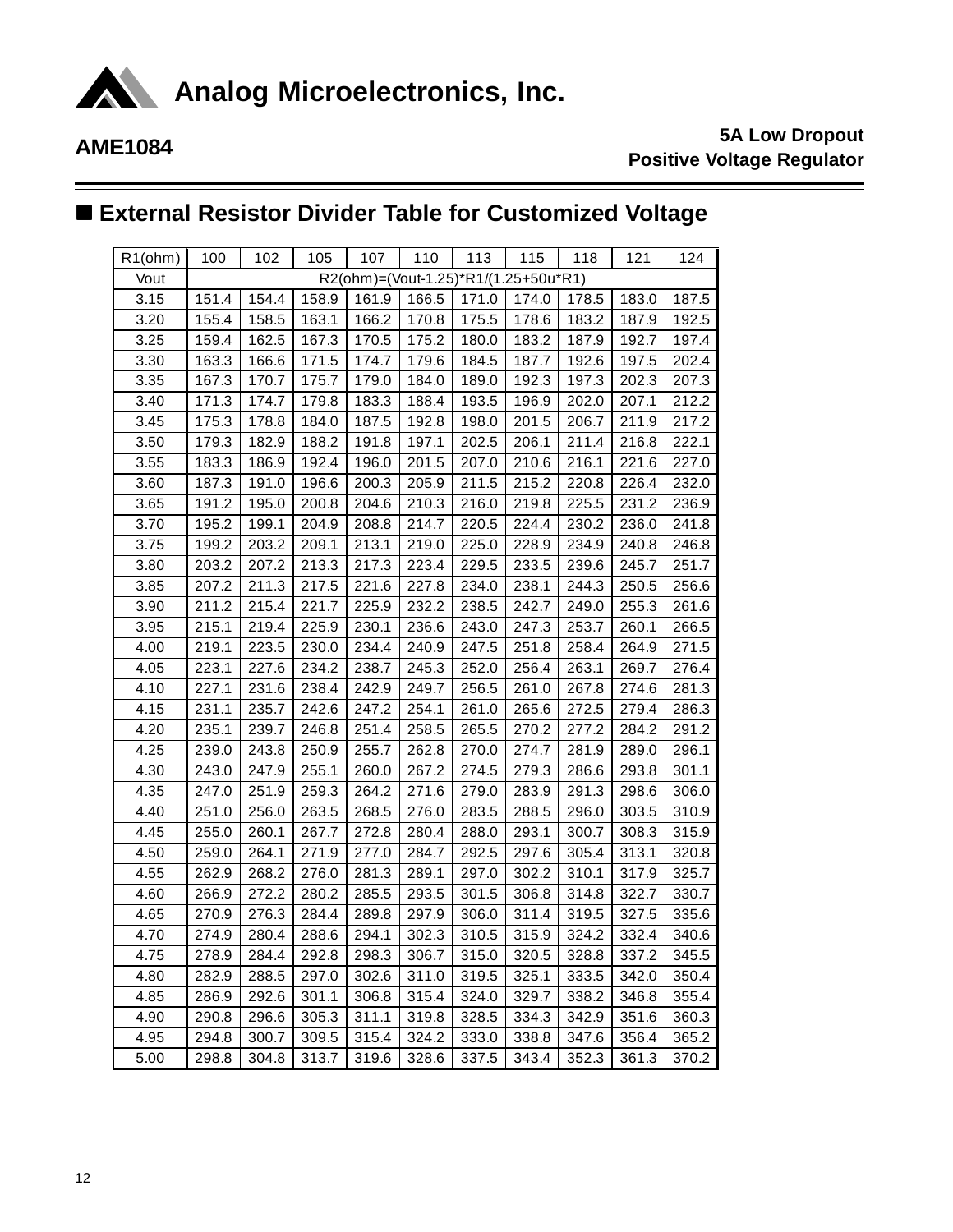## External Resistor Divider Table for Customized Voltage

| R1(ohm) | 100 | 102 | 105 | 107 | 110 | 113 | 115 | 118 | 121 | 124 |
|---|---|---|---|---|---|---|---|---|---|---|
| Vout | R2(ohm)=(Vout-1.25)*R1/(1.25+50u*R1) | | | | | | | | | |
| 3.15 | 151.4 | 154.4 | 158.9 | 161.9 | 166.5 | 171.0 | 174.0 | 178.5 | 183.0 | 187.5 |
| 3.20 | 155.4 | 158.5 | 163.1 | 166.2 | 170.8 | 175.5 | 178.6 | 183.2 | 187.9 | 192.5 |
| 3.25 | 159.4 | 162.5 | 167.3 | 170.5 | 175.2 | 180.0 | 183.2 | 187.9 | 192.7 | 197.4 |
| 3.30 | 163.3 | 166.6 | 171.5 | 174.7 | 179.6 | 184.5 | 187.7 | 192.6 | 197.5 | 202.4 |
| 3.35 | 167.3 | 170.7 | 175.7 | 179.0 | 184.0 | 189.0 | 192.3 | 197.3 | 202.3 | 207.3 |
| 3.40 | 171.3 | 174.7 | 179.8 | 183.3 | 188.4 | 193.5 | 196.9 | 202.0 | 207.1 | 212.2 |
| 3.45 | 175.3 | 178.8 | 184.0 | 187.5 | 192.8 | 198.0 | 201.5 | 206.7 | 211.9 | 217.2 |
| 3.50 | 179.3 | 182.9 | 188.2 | 191.8 | 197.1 | 202.5 | 206.1 | 211.4 | 216.8 | 222.1 |
| 3.55 | 183.3 | 186.9 | 192.4 | 196.0 | 201.5 | 207.0 | 210.6 | 216.1 | 221.6 | 227.0 |
| 3.60 | 187.3 | 191.0 | 196.6 | 200.3 | 205.9 | 211.5 | 215.2 | 220.8 | 226.4 | 232.0 |
| 3.65 | 191.2 | 195.0 | 200.8 | 204.6 | 210.3 | 216.0 | 219.8 | 225.5 | 231.2 | 236.9 |
| 3.70 | 195.2 | 199.1 | 204.9 | 208.8 | 214.7 | 220.5 | 224.4 | 230.2 | 236.0 | 241.8 |
| 3.75 | 199.2 | 203.2 | 209.1 | 213.1 | 219.0 | 225.0 | 228.9 | 234.9 | 240.8 | 246.8 |
| 3.80 | 203.2 | 207.2 | 213.3 | 217.3 | 223.4 | 229.5 | 233.5 | 239.6 | 245.7 | 251.7 |
| 3.85 | 207.2 | 211.3 | 217.5 | 221.6 | 227.8 | 234.0 | 238.1 | 244.3 | 250.5 | 256.6 |
| 3.90 | 211.2 | 215.4 | 221.7 | 225.9 | 232.2 | 238.5 | 242.7 | 249.0 | 255.3 | 261.6 |
| 3.95 | 215.1 | 219.4 | 225.9 | 230.1 | 236.6 | 243.0 | 247.3 | 253.7 | 260.1 | 266.5 |
| 4.00 | 219.1 | 223.5 | 230.0 | 234.4 | 240.9 | 247.5 | 251.8 | 258.4 | 264.9 | 271.5 |
| 4.05 | 223.1 | 227.6 | 234.2 | 238.7 | 245.3 | 252.0 | 256.4 | 263.1 | 269.7 | 276.4 |
| 4.10 | 227.1 | 231.6 | 238.4 | 242.9 | 249.7 | 256.5 | 261.0 | 267.8 | 274.6 | 281.3 |
| 4.15 | 231.1 | 235.7 | 242.6 | 247.2 | 254.1 | 261.0 | 265.6 | 272.5 | 279.4 | 286.3 |
| 4.20 | 235.1 | 239.7 | 246.8 | 251.4 | 258.5 | 265.5 | 270.2 | 277.2 | 284.2 | 291.2 |
| 4.25 | 239.0 | 243.8 | 250.9 | 255.7 | 262.8 | 270.0 | 274.7 | 281.9 | 289.0 | 296.1 |
| 4.30 | 243.0 | 247.9 | 255.1 | 260.0 | 267.2 | 274.5 | 279.3 | 286.6 | 293.8 | 301.1 |
| 4.35 | 247.0 | 251.9 | 259.3 | 264.2 | 271.6 | 279.0 | 283.9 | 291.3 | 298.6 | 306.0 |
| 4.40 | 251.0 | 256.0 | 263.5 | 268.5 | 276.0 | 283.5 | 288.5 | 296.0 | 303.5 | 310.9 |
| 4.45 | 255.0 | 260.1 | 267.7 | 272.8 | 280.4 | 288.0 | 293.1 | 300.7 | 308.3 | 315.9 |
| 4.50 | 259.0 | 264.1 | 271.9 | 277.0 | 284.7 | 292.5 | 297.6 | 305.4 | 313.1 | 320.8 |
| 4.55 | 262.9 | 268.2 | 276.0 | 281.3 | 289.1 | 297.0 | 302.2 | 310.1 | 317.9 | 325.7 |
| 4.60 | 266.9 | 272.2 | 280.2 | 285.5 | 293.5 | 301.5 | 306.8 | 314.8 | 322.7 | 330.7 |
| 4.65 | 270.9 | 276.3 | 284.4 | 289.8 | 297.9 | 306.0 | 311.4 | 319.5 | 327.5 | 335.6 |
| 4.70 | 274.9 | 280.4 | 288.6 | 294.1 | 302.3 | 310.5 | 315.9 | 324.2 | 332.4 | 340.6 |
| 4.75 | 278.9 | 284.4 | 292.8 | 298.3 | 306.7 | 315.0 | 320.5 | 328.8 | 337.2 | 345.5 |
| 4.80 | 282.9 | 288.5 | 297.0 | 302.6 | 311.0 | 319.5 | 325.1 | 333.5 | 342.0 | 350.4 |
| 4.85 | 286.9 | 292.6 | 301.1 | 306.8 | 315.4 | 324.0 | 329.7 | 338.2 | 346.8 | 355.4 |
| 4.90 | 290.8 | 296.6 | 305.3 | 311.1 | 319.8 | 328.5 | 334.3 | 342.9 | 351.6 | 360.3 |
| 4.95 | 294.8 | 300.7 | 309.5 | 315.4 | 324.2 | 333.0 | 338.8 | 347.6 | 356.4 | 365.2 |
| 5.00 | 298.8 | 304.8 | 313.7 | 319.6 | 328.6 | 337.5 | 343.4 | 352.3 | 361.3 | 370.2 |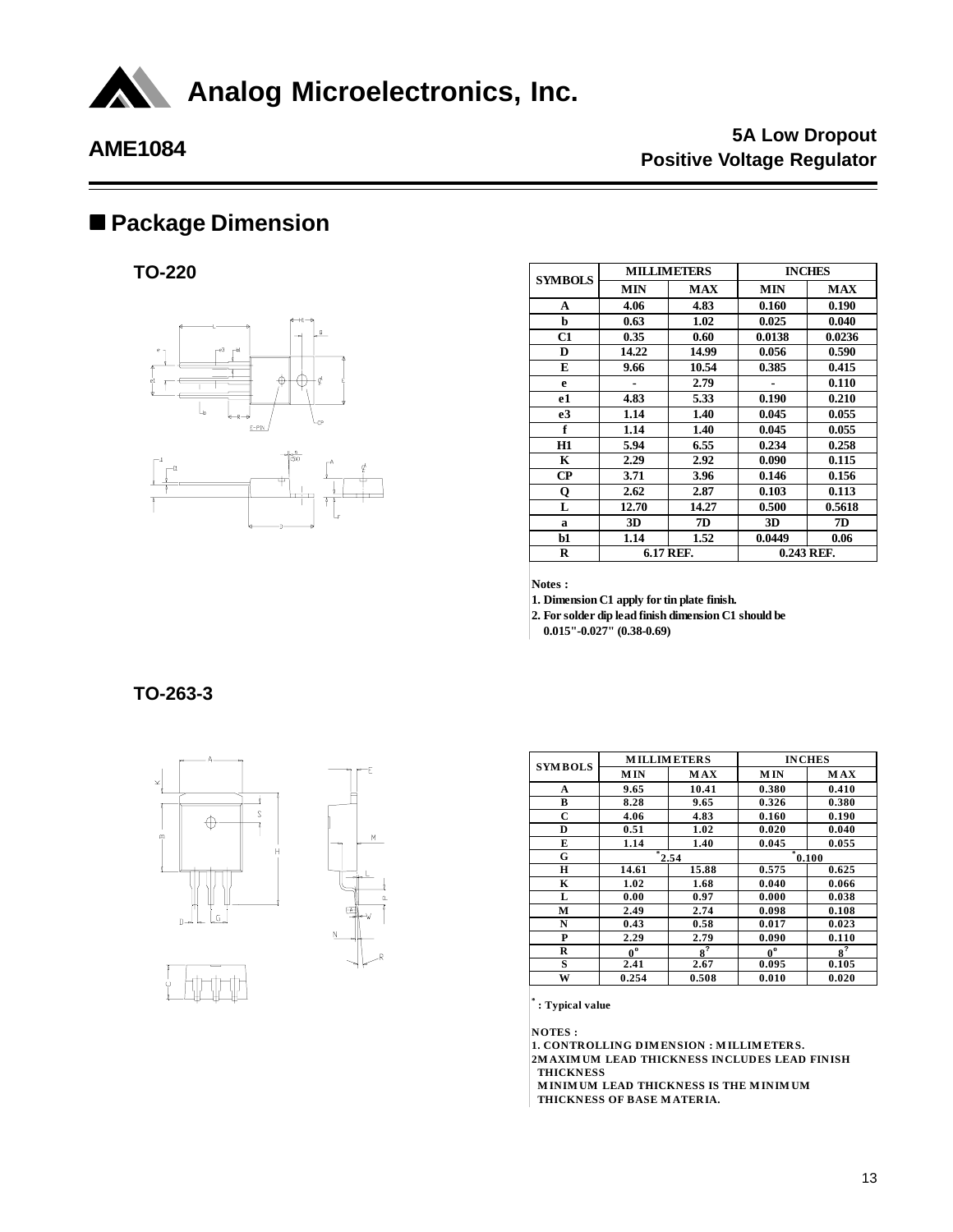# Analog Microelectronics, Inc.

## AME1084

**5A Low Dropout Positive Voltage Regulator**

## ■ Package Dimension

### TO-220

| SYMBOLS | MILLIMETERS | | INCHES | |
|---|---|---|---|---|
| | MIN | MAX | MIN | MAX |
| A | 4.06 | 4.83 | 0.160 | 0.190 |
| b | 0.63 | 1.02 | 0.025 | 0.040 |
| C1 | 0.35 | 0.60 | 0.0138 | 0.0236 |
| D | 14.22 | 14.99 | 0.056 | 0.590 |
| E | 9.66 | 10.54 | 0.385 | 0.415 |
| e | - | 2.79 | - | 0.110 |
| e1 | 4.83 | 5.33 | 0.190 | 0.210 |
| e3 | 1.14 | 1.40 | 0.045 | 0.055 |
| f | 1.14 | 1.40 | 0.045 | 0.055 |
| H1 | 5.94 | 6.55 | 0.234 | 0.258 |
| K | 2.29 | 2.92 | 0.090 | 0.115 |
| CP | 3.71 | 3.96 | 0.146 | 0.156 |
| Q | 2.62 | 2.87 | 0.103 | 0.113 |
| L | 12.70 | 14.27 | 0.500 | 0.5618 |
| a | 3D | 7D | 3D | 7D |
| b1 | 1.14 | 1.52 | 0.0449 | 0.06 |
| R | 6.17 REF. | | 0.243 REF. | |

**Notes :**

1. Dimension C1 apply for tin plate finish.
2. For solder dip lead finish dimension C1 should be 0.015"-0.027" (0.38-0.69)

### TO-263-3

| SYMBOLS | MILLIMETERS | | INCHES | |
|---|---|---|---|---|
| | MIN | MAX | MIN | MAX |
| A | 9.65 | 10.41 | 0.380 | 0.410 |
| B | 8.28 | 9.65 | 0.326 | 0.380 |
| C | 4.06 | 4.83 | 0.160 | 0.190 |
| D | 0.51 | 1.02 | 0.020 | 0.040 |
| E | 1.14 | 1.40 | 0.045 | 0.055 |
| G | *2.54 | | *0.100 | |
| H | 14.61 | 15.88 | 0.575 | 0.625 |
| K | 1.02 | 1.68 | 0.040 | 0.066 |
| L | 0.00 | 0.97 | 0.000 | 0.038 |
| M | 2.49 | 2.74 | 0.098 | 0.108 |
| N | 0.43 | 0.58 | 0.017 | 0.023 |
| P | 2.29 | 2.79 | 0.090 | 0.110 |
| R | 0° | 8° | 0° | 8° |
| S | 2.41 | 2.67 | 0.095 | 0.105 |
| W | 0.254 | 0.508 | 0.010 | 0.020 |

*: Typical value

**NOTES :**

1. CONTROLLING DIMENSION : MILLIMETERS.
2. MAXIMUM LEAD THICKNESS INCLUDES LEAD FINISH THICKNESS
   MINIMUM LEAD THICKNESS IS THE MINIMUM THICKNESS OF BASE MATERIA.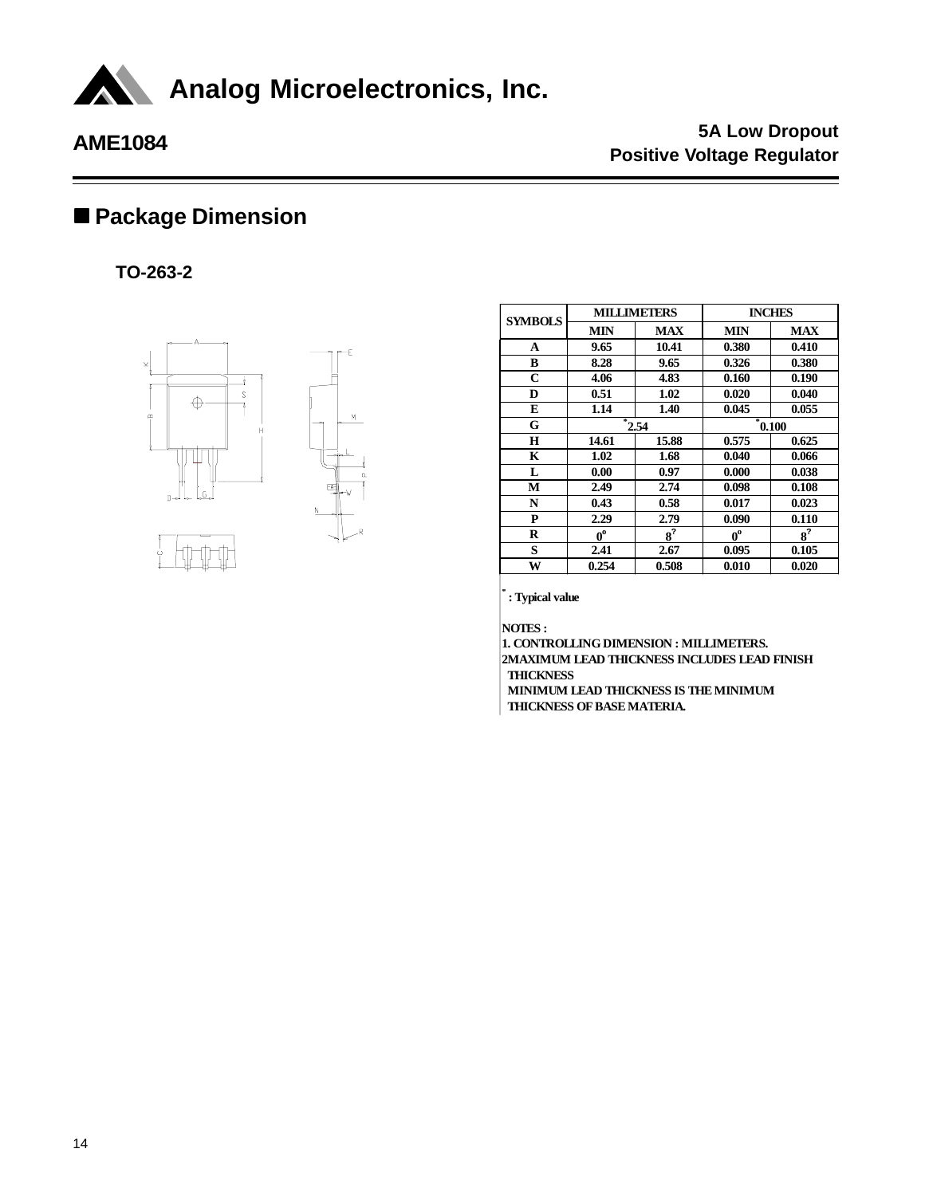## ■ Package Dimension

### TO-263-2

| SYMBOLS | MILLIMETERS | | INCHES | |
|---|---|---|---|---|
| | MIN | MAX | MIN | MAX |
| A | 9.65 | 10.41 | 0.380 | 0.410 |
| B | 8.28 | 9.65 | 0.326 | 0.380 |
| C | 4.06 | 4.83 | 0.160 | 0.190 |
| D | 0.51 | 1.02 | 0.020 | 0.040 |
| E | 1.14 | 1.40 | 0.045 | 0.055 |
| G | *2.54 | | *0.100 | |
| H | 14.61 | 15.88 | 0.575 | 0.625 |
| K | 1.02 | 1.68 | 0.040 | 0.066 |
| L | 0.00 | 0.97 | 0.000 | 0.038 |
| M | 2.49 | 2.74 | 0.098 | 0.108 |
| N | 0.43 | 0.58 | 0.017 | 0.023 |
| P | 2.29 | 2.79 | 0.090 | 0.110 |
| R | 0º | 8? | 0º | 8? |
| S | 2.41 | 2.67 | 0.095 | 0.105 |
| W | 0.254 | 0.508 | 0.010 | 0.020 |

* : Typical value

NOTES :

1. CONTROLLING DIMENSION : MILLIMETERS.
2. MAXIMUM LEAD THICKNESS INCLUDES LEAD FINISH THICKNESS
   MINIMUM LEAD THICKNESS IS THE MINIMUM THICKNESS OF BASE MATERIA.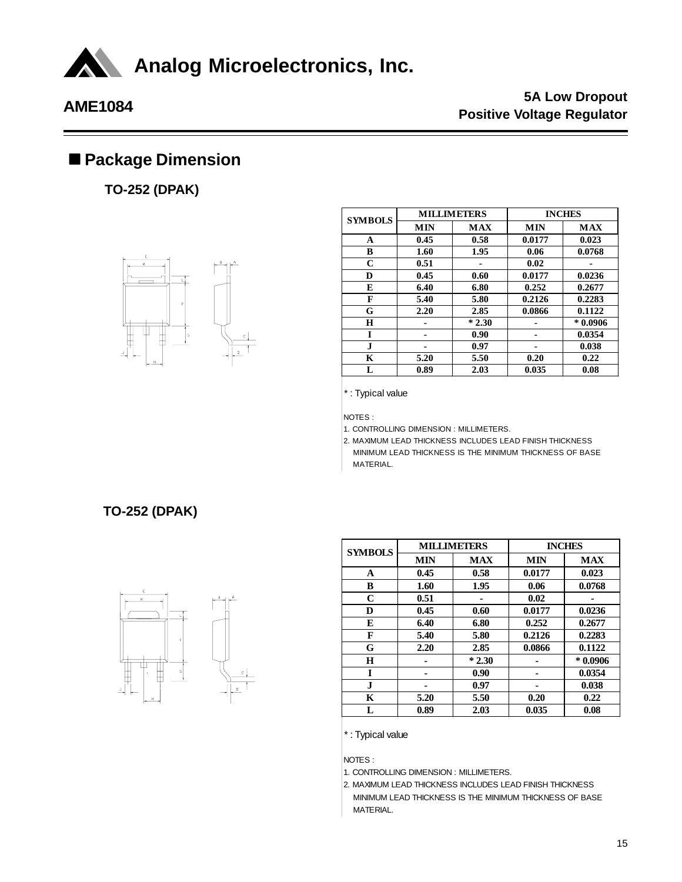## ■ Package Dimension

### TO-252 (DPAK)

| SYMBOLS | MILLIMETERS | | INCHES | |
|---|---|---|---|---|
| | MIN | MAX | MIN | MAX |
| A | 0.45 | 0.58 | 0.0177 | 0.023 |
| B | 1.60 | 1.95 | 0.06 | 0.0768 |
| C | 0.51 | - | 0.02 | - |
| D | 0.45 | 0.60 | 0.0177 | 0.0236 |
| E | 6.40 | 6.80 | 0.252 | 0.2677 |
| F | 5.40 | 5.80 | 0.2126 | 0.2283 |
| G | 2.20 | 2.85 | 0.0866 | 0.1122 |
| H | - | * 2.30 | - | * 0.0906 |
| I | - | 0.90 | - | 0.0354 |
| J | - | 0.97 | - | 0.038 |
| K | 5.20 | 5.50 | 0.20 | 0.22 |
| L | 0.89 | 2.03 | 0.035 | 0.08 |

* : Typical value

NOTES :

1. CONTROLLING DIMENSION : MILLIMETERS.
2. MAXIMUM LEAD THICKNESS INCLUDES LEAD FINISH THICKNESS MINIMUM LEAD THICKNESS IS THE MINIMUM THICKNESS OF BASE MATERIAL.

### TO-252 (DPAK)

| SYMBOLS | MILLIMETERS | | INCHES | |
|---|---|---|---|---|
| | MIN | MAX | MIN | MAX |
| A | 0.45 | 0.58 | 0.0177 | 0.023 |
| B | 1.60 | 1.95 | 0.06 | 0.0768 |
| C | 0.51 | - | 0.02 | - |
| D | 0.45 | 0.60 | 0.0177 | 0.0236 |
| E | 6.40 | 6.80 | 0.252 | 0.2677 |
| F | 5.40 | 5.80 | 0.2126 | 0.2283 |
| G | 2.20 | 2.85 | 0.0866 | 0.1122 |
| H | - | * 2.30 | - | * 0.0906 |
| I | - | 0.90 | - | 0.0354 |
| J | - | 0.97 | - | 0.038 |
| K | 5.20 | 5.50 | 0.20 | 0.22 |
| L | 0.89 | 2.03 | 0.035 | 0.08 |

* : Typical value

NOTES :

1. CONTROLLING DIMENSION : MILLIMETERS.
2. MAXIMUM LEAD THICKNESS INCLUDES LEAD FINISH THICKNESS MINIMUM LEAD THICKNESS IS THE MINIMUM THICKNESS OF BASE MATERIAL.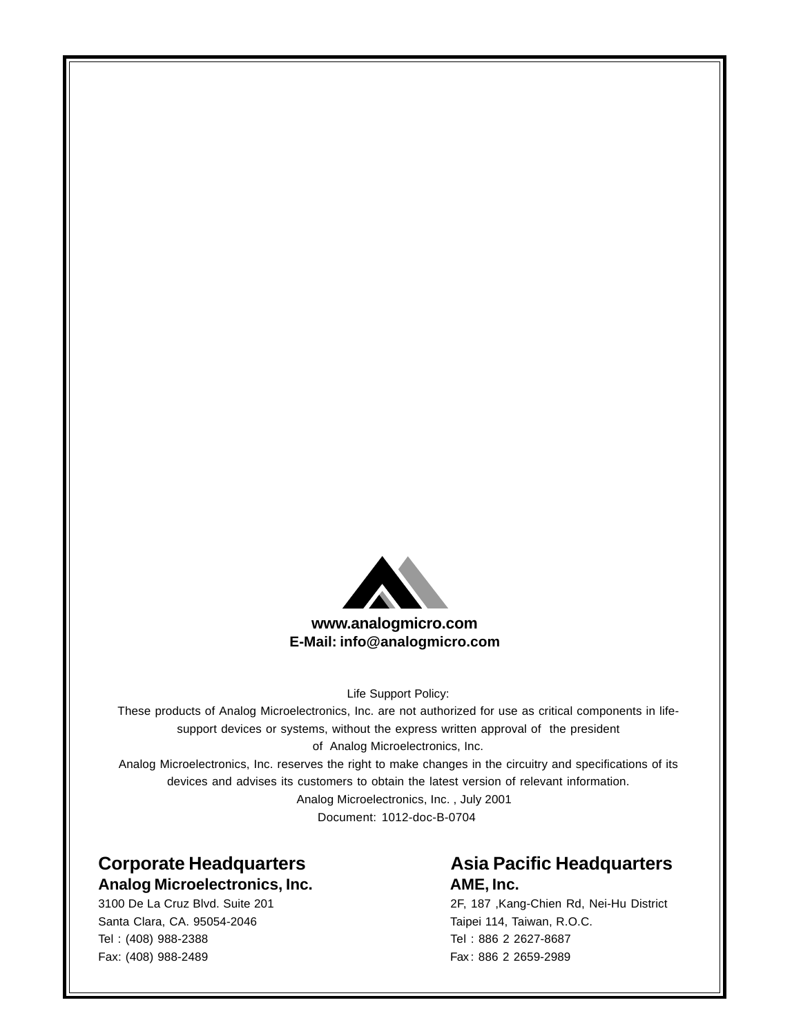**www.analogmicro.com**
**E-Mail: info@analogmicro.com**

Life Support Policy:
These products of Analog Microelectronics, Inc. are not authorized for use as critical components in life-support devices or systems, without the express written approval of the president of Analog Microelectronics, Inc.
Analog Microelectronics, Inc. reserves the right to make changes in the circuitry and specifications of its devices and advises its customers to obtain the latest version of relevant information.
Analog Microelectronics, Inc. , July 2001
Document: 1012-doc-B-0704

## Corporate Headquarters

**Analog Microelectronics, Inc.**

3100 De La Cruz Blvd. Suite 201
Santa Clara, CA. 95054-2046
Tel : (408) 988-2388
Fax: (408) 988-2489

## Asia Pacific Headquarters

**AME, Inc.**

2F, 187 ,Kang-Chien Rd, Nei-Hu District
Taipei 114, Taiwan, R.O.C.
Tel : 886 2 2627-8687
Fax: 886 2 2659-2989